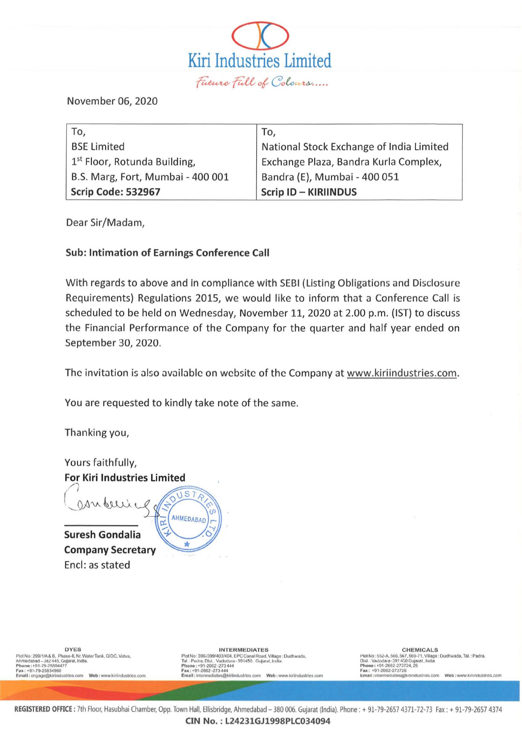# Kiri Industries Limited

*Future Full of Colours.....*

November 06, 2020

| To, | To, |
|---|---|
| BSE Limited | National Stock Exchange of India Limited |
| 1st Floor, Rotunda Building, | Exchange Plaza, Bandra Kurla Complex, |
| B.S. Marg, Fort, Mumbai - 400 001 | Bandra (E), Mumbai - 400 051 |
| **Scrip Code: 532967** | **Scrip ID – KIRIINDUS** |

Dear Sir/Madam,

**Sub: Intimation of Earnings Conference Call**

With regards to above and in compliance with SEBI (Listing Obligations and Disclosure Requirements) Regulations 2015, we would like to inform that a Conference Call is scheduled to be held on Wednesday, November 11, 2020 at 2.00 p.m. (IST) to discuss the Financial Performance of the Company for the quarter and half year ended on September 30, 2020.

The invitation is also available on website of the Company at www.kiriindustries.com.

You are requested to kindly take note of the same.

Thanking you,

Yours faithfully,

**For Kiri Industries Limited**

**Suresh Gondalia**

**Company Secretary**

Encl: as stated

**DYES**
Plot No: 299/1/A & B, Phase-II, Nr. Water Tank, GIDC, Vatva, Ahmedabad – 382 445, Gujarat, India.
Phone: +91-79-25894477
Fax: +91-79-25834960
Email: engage@kiriindustries.com Web: www.kiriindustries.com

**INTERMEDIATES**
Plot No: 396/399/403/404, EPC Canal Road, Village: Dudhwada, Tal.: Padra, Dist.: Vadodara - 391450. Gujarat, India.
Phone: +91-2662-273444
Fax: +91-2662-273444
Email: intermediates@kiriindustries.com Web: www.kiriindustries.com

**CHEMICALS**
Plot No: 552-A, 566, 567, 569-71, Village: Dudhwada, Tal.: Padra, Dist.: Vadodara - 391 450 Gujarat, India.
Phone: +91-2662-273724, 25
Fax: +91-2662-273726
Email: intermediates@kiriindustries.com Web: www.kiriindustries.com

**REGISTERED OFFICE:** 7th Floor, Hasubhai Chamber, Opp. Town Hall, Ellisbridge, Ahmedabad – 380 006. Gujarat (India). Phone: + 91-79-2657 4371-72-73 Fax: + 91-79-2657 4374

**CIN No.: L24231GJ1998PLC034094**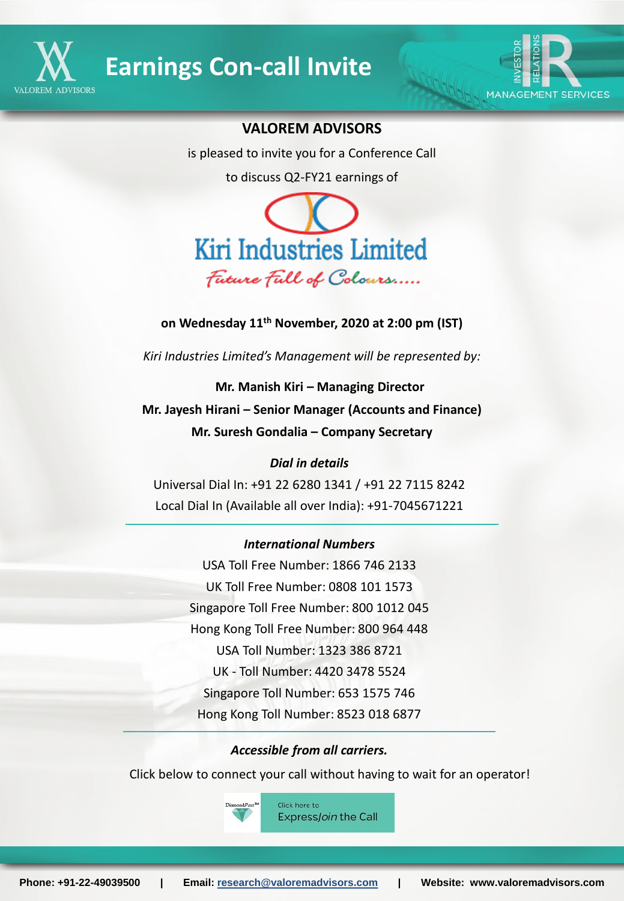VALOREM ADVISORS

# Earnings Con-call Invite

INVESTOR RELATIONS MANAGEMENT SERVICES

**VALOREM ADVISORS**

is pleased to invite you for a Conference Call

to discuss Q2-FY21 earnings of

Kiri Industries Limited

*Future Full of Colours.....*

**on Wednesday 11th November, 2020 at 2:00 pm (IST)**

*Kiri Industries Limited's Management will be represented by:*

**Mr. Manish Kiri – Managing Director**

**Mr. Jayesh Hirani – Senior Manager (Accounts and Finance)**

**Mr. Suresh Gondalia – Company Secretary**

***Dial in details***

Universal Dial In: +91 22 6280 1341 / +91 22 7115 8242

Local Dial In (Available all over India): +91-7045671221

***International Numbers***

USA Toll Free Number: 1866 746 2133

UK Toll Free Number: 0808 101 1573

Singapore Toll Free Number: 800 1012 045

Hong Kong Toll Free Number: 800 964 448

USA Toll Number: 1323 386 8721

UK - Toll Number: 4420 3478 5524

Singapore Toll Number: 653 1575 746

Hong Kong Toll Number: 8523 018 6877

***Accessible from all carriers.***

Click below to connect your call without having to wait for an operator!

DiamondPass™ Click here to Express*Join* the Call

**Phone: +91-22-49039500 | Email: research@valoremadvisors.com | Website: www.valoremadvisors.com**